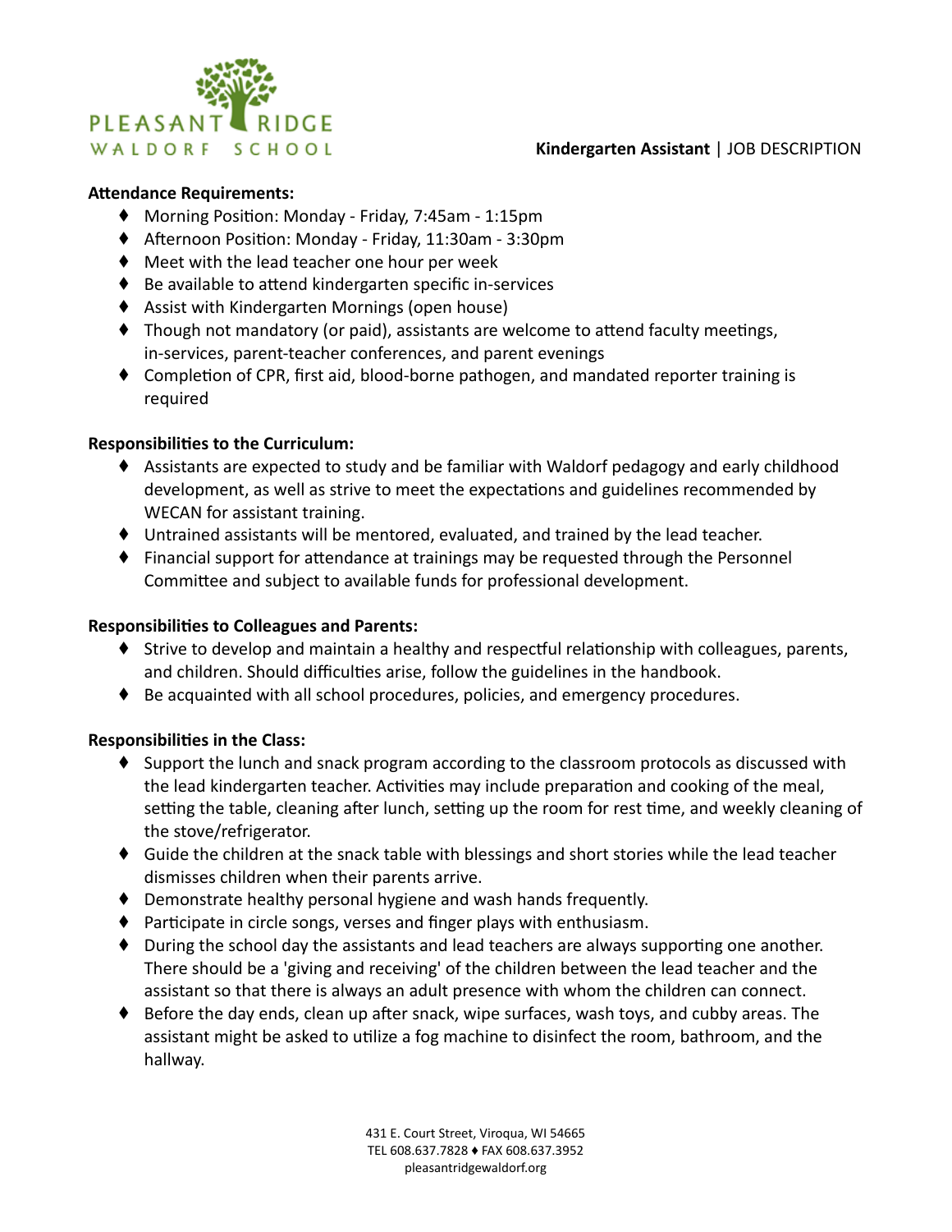PLEASANT RIDGE WALDORF SCHOOL

**Kindergarten Assistant** | JOB DESCRIPTION

**Attendance Requirements:**

- Morning Position: Monday - Friday, 7:45am - 1:15pm
- Afternoon Position: Monday - Friday, 11:30am - 3:30pm
- Meet with the lead teacher one hour per week
- Be available to attend kindergarten specific in-services
- Assist with Kindergarten Mornings (open house)
- Though not mandatory (or paid), assistants are welcome to attend faculty meetings, in-services, parent-teacher conferences, and parent evenings
- Completion of CPR, first aid, blood-borne pathogen, and mandated reporter training is required

**Responsibilities to the Curriculum:**

- Assistants are expected to study and be familiar with Waldorf pedagogy and early childhood development, as well as strive to meet the expectations and guidelines recommended by WECAN for assistant training.
- Untrained assistants will be mentored, evaluated, and trained by the lead teacher.
- Financial support for attendance at trainings may be requested through the Personnel Committee and subject to available funds for professional development.

**Responsibilities to Colleagues and Parents:**

- Strive to develop and maintain a healthy and respectful relationship with colleagues, parents, and children. Should difficulties arise, follow the guidelines in the handbook.
- Be acquainted with all school procedures, policies, and emergency procedures.

**Responsibilities in the Class:**

- Support the lunch and snack program according to the classroom protocols as discussed with the lead kindergarten teacher. Activities may include preparation and cooking of the meal, setting the table, cleaning after lunch, setting up the room for rest time, and weekly cleaning of the stove/refrigerator.
- Guide the children at the snack table with blessings and short stories while the lead teacher dismisses children when their parents arrive.
- Demonstrate healthy personal hygiene and wash hands frequently.
- Participate in circle songs, verses and finger plays with enthusiasm.
- During the school day the assistants and lead teachers are always supporting one another. There should be a 'giving and receiving' of the children between the lead teacher and the assistant so that there is always an adult presence with whom the children can connect.
- Before the day ends, clean up after snack, wipe surfaces, wash toys, and cubby areas. The assistant might be asked to utilize a fog machine to disinfect the room, bathroom, and the hallway.

431 E. Court Street, Viroqua, WI 54665
TEL 608.637.7828 ♦ FAX 608.637.3952
pleasantridgewaldorf.org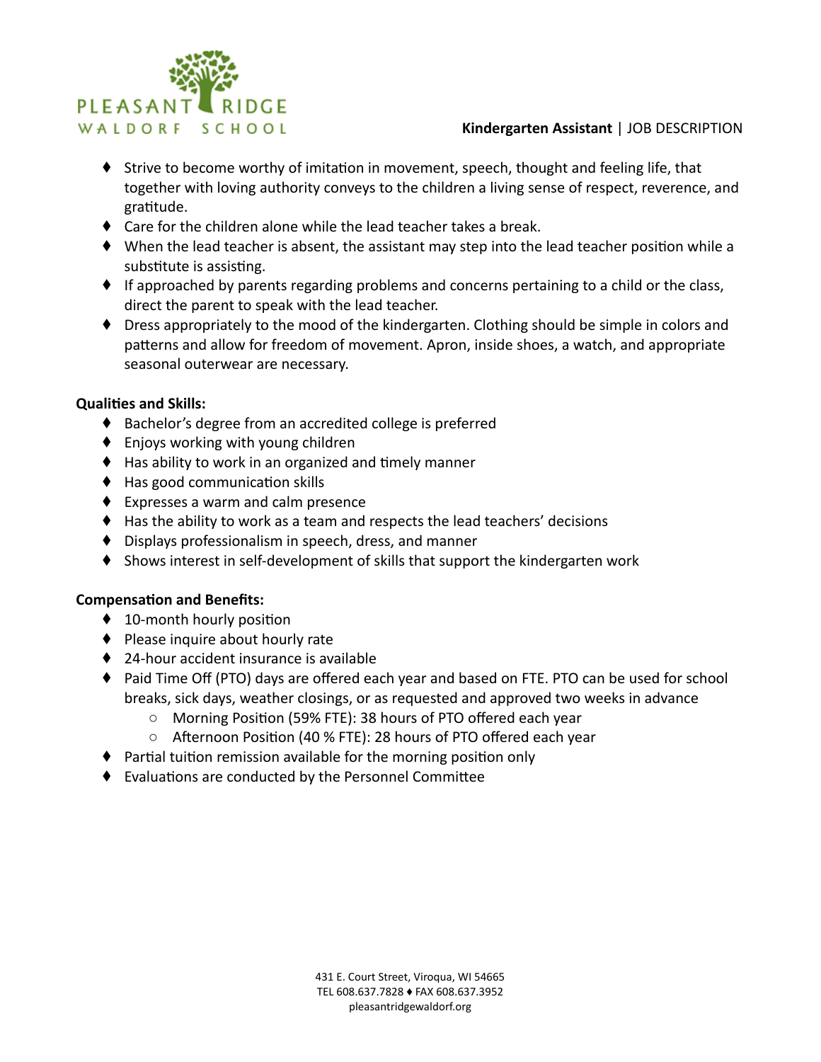- Strive to become worthy of imitation in movement, speech, thought and feeling life, that together with loving authority conveys to the children a living sense of respect, reverence, and gratitude.
- Care for the children alone while the lead teacher takes a break.
- When the lead teacher is absent, the assistant may step into the lead teacher position while a substitute is assisting.
- If approached by parents regarding problems and concerns pertaining to a child or the class, direct the parent to speak with the lead teacher.
- Dress appropriately to the mood of the kindergarten. Clothing should be simple in colors and patterns and allow for freedom of movement. Apron, inside shoes, a watch, and appropriate seasonal outerwear are necessary.

**Qualities and Skills:**

- Bachelor's degree from an accredited college is preferred
- Enjoys working with young children
- Has ability to work in an organized and timely manner
- Has good communication skills
- Expresses a warm and calm presence
- Has the ability to work as a team and respects the lead teachers' decisions
- Displays professionalism in speech, dress, and manner
- Shows interest in self-development of skills that support the kindergarten work

**Compensation and Benefits:**

- 10-month hourly position
- Please inquire about hourly rate
- 24-hour accident insurance is available
- Paid Time Off (PTO) days are offered each year and based on FTE. PTO can be used for school breaks, sick days, weather closings, or as requested and approved two weeks in advance
  - Morning Position (59% FTE): 38 hours of PTO offered each year
  - Afternoon Position (40 % FTE): 28 hours of PTO offered each year
- Partial tuition remission available for the morning position only
- Evaluations are conducted by the Personnel Committee